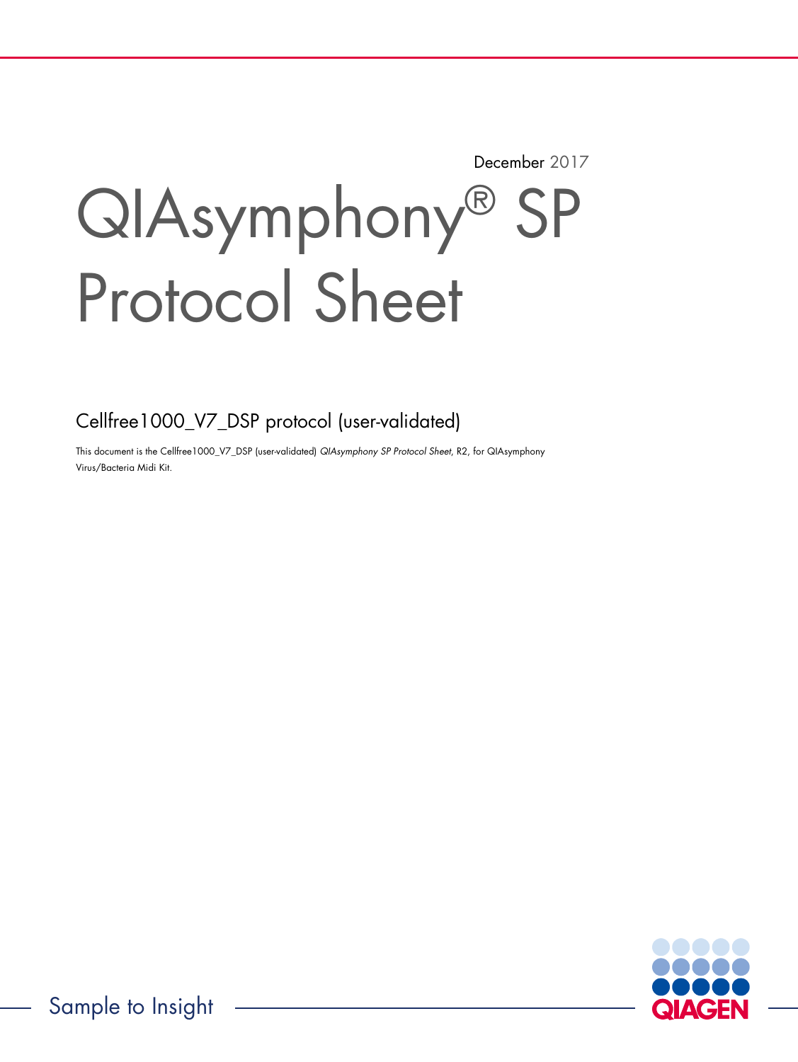December 2017

# QIAsymphony® SP Protocol Sheet

## Cellfree1000_V7_DSP protocol (user-validated)

This document is the Cellfree1000_V7_DSP (user-validated) *QIAsymphony SP Protocol Sheet*, R2, for QIAsymphony Virus/Bacteria Midi Kit.

Sample to Insight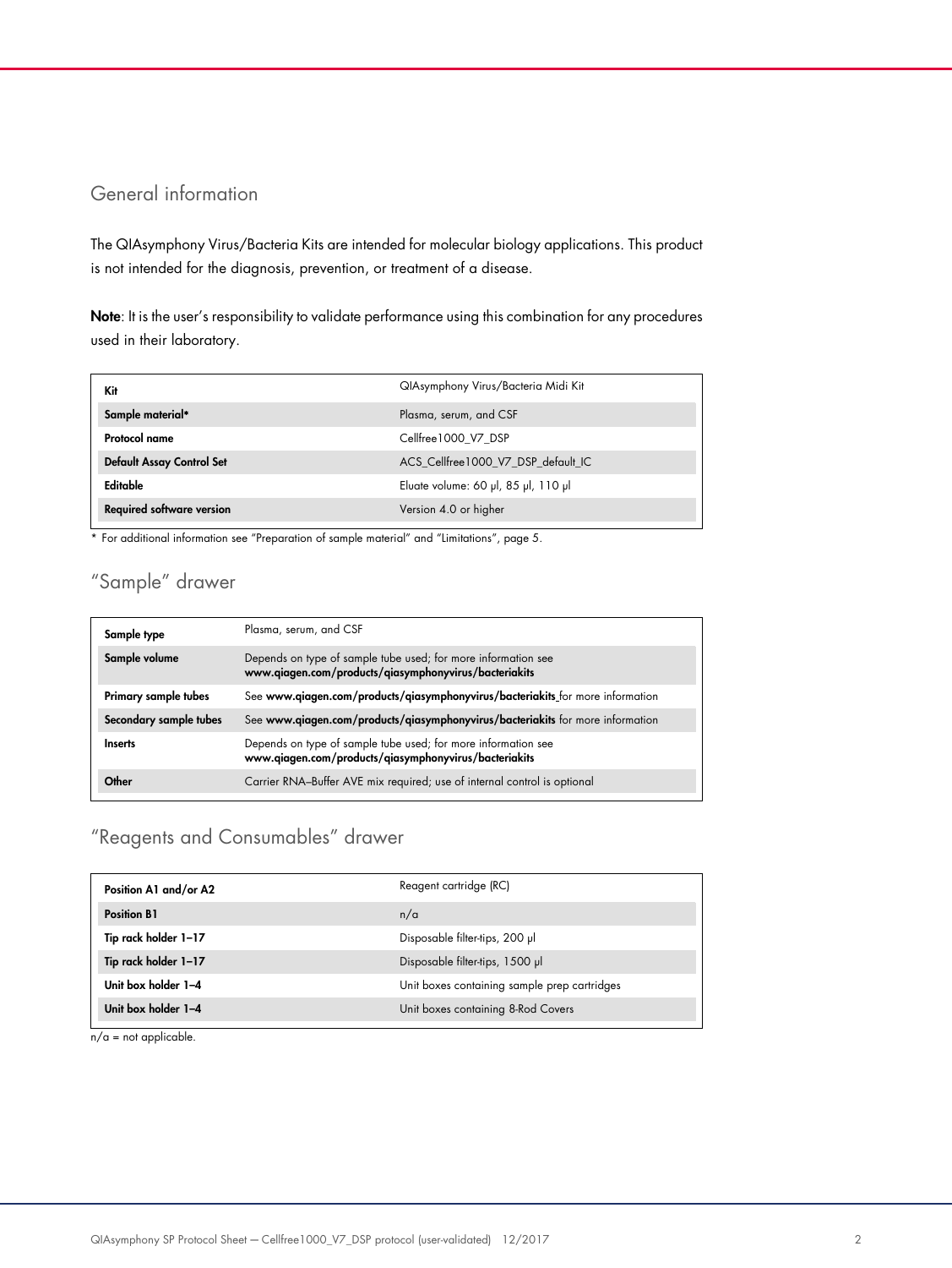## General information

The QIAsymphony Virus/Bacteria Kits are intended for molecular biology applications. This product is not intended for the diagnosis, prevention, or treatment of a disease.

**Note**: It is the user's responsibility to validate performance using this combination for any procedures used in their laboratory.

| **Kit** | QIAsymphony Virus/Bacteria Midi Kit |
|---|---|
| **Sample material*** | Plasma, serum, and CSF |
| **Protocol name** | Cellfree1000_V7_DSP |
| **Default Assay Control Set** | ACS_Cellfree1000_V7_DSP_default_IC |
| **Editable** | Eluate volume: 60 µl, 85 µl, 110 µl |
| **Required software version** | Version 4.0 or higher |

* For additional information see "Preparation of sample material" and "Limitations", page 5.

## "Sample" drawer

| **Sample type** | Plasma, serum, and CSF |
|---|---|
| **Sample volume** | Depends on type of sample tube used; for more information see **www.qiagen.com/products/qiasymphonyvirus/bacteriakits** |
| **Primary sample tubes** | See **www.qiagen.com/products/qiasymphonyvirus/bacteriakits** for more information |
| **Secondary sample tubes** | See **www.qiagen.com/products/qiasymphonyvirus/bacteriakits** for more information |
| **Inserts** | Depends on type of sample tube used; for more information see **www.qiagen.com/products/qiasymphonyvirus/bacteriakits** |
| **Other** | Carrier RNA–Buffer AVE mix required; use of internal control is optional |

## "Reagents and Consumables" drawer

| **Position A1 and/or A2** | Reagent cartridge (RC) |
|---|---|
| **Position B1** | n/a |
| **Tip rack holder 1–17** | Disposable filter-tips, 200 µl |
| **Tip rack holder 1–17** | Disposable filter-tips, 1500 µl |
| **Unit box holder 1–4** | Unit boxes containing sample prep cartridges |
| **Unit box holder 1–4** | Unit boxes containing 8-Rod Covers |

n/a = not applicable.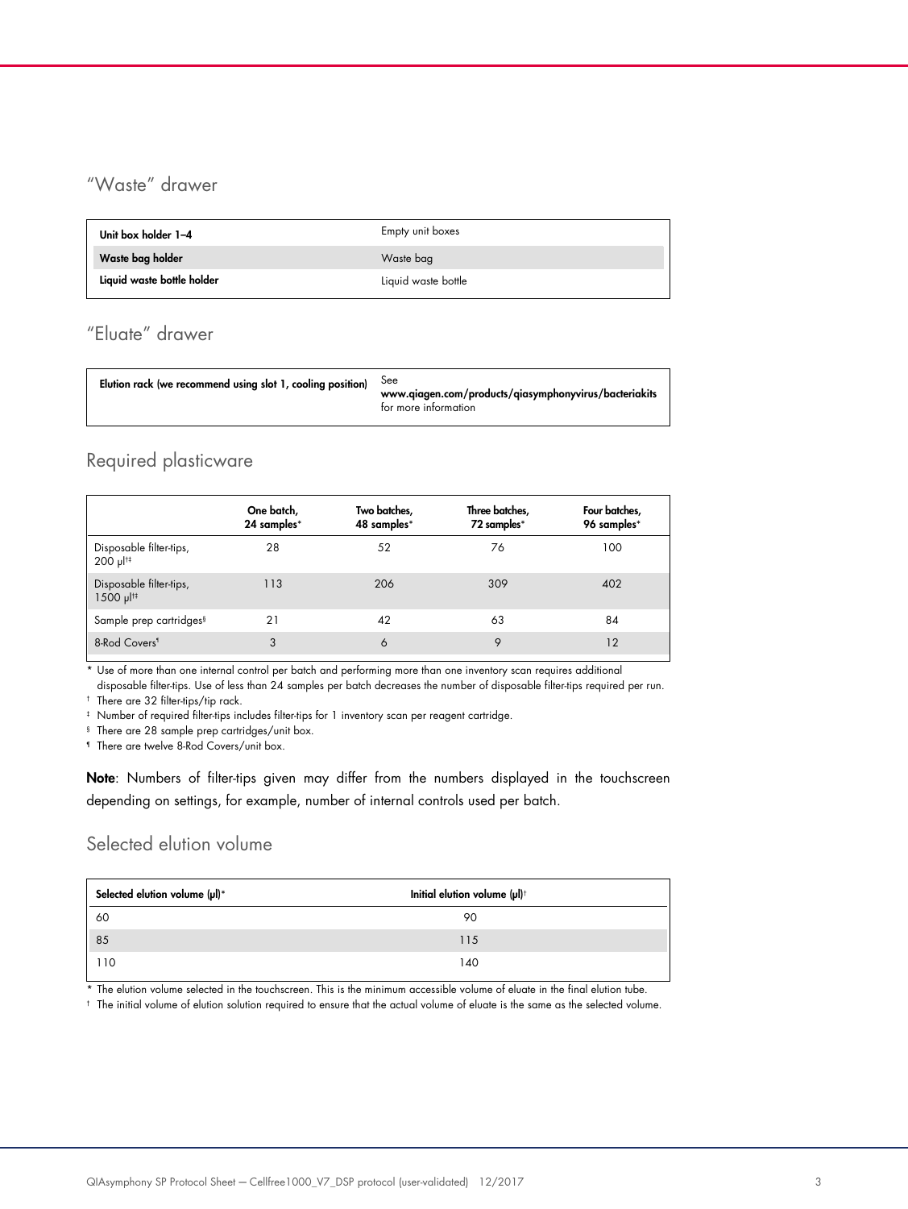## "Waste" drawer

| | |
|---|---|
| **Unit box holder 1–4** | Empty unit boxes |
| **Waste bag holder** | Waste bag |
| **Liquid waste bottle holder** | Liquid waste bottle |

## "Eluate" drawer

| | |
|---|---|
| **Elution rack (we recommend using slot 1, cooling position)** | See **www.qiagen.com/products/qiasymphonyvirus/bacteriakits** for more information |

## Required plasticware

| | **One batch, 24 samples*** | **Two batches, 48 samples*** | **Three batches, 72 samples*** | **Four batches, 96 samples*** |
|---|---|---|---|---|
| Disposable filter-tips, 200 µl†‡ | 28 | 52 | 76 | 100 |
| Disposable filter-tips, 1500 µl†‡ | 113 | 206 | 309 | 402 |
| Sample prep cartridges§ | 21 | 42 | 63 | 84 |
| 8-Rod Covers¶ | 3 | 6 | 9 | 12 |

\* Use of more than one internal control per batch and performing more than one inventory scan requires additional disposable filter-tips. Use of less than 24 samples per batch decreases the number of disposable filter-tips required per run.

† There are 32 filter-tips/tip rack.

‡ Number of required filter-tips includes filter-tips for 1 inventory scan per reagent cartridge.

§ There are 28 sample prep cartridges/unit box.

¶ There are twelve 8-Rod Covers/unit box.

**Note**: Numbers of filter-tips given may differ from the numbers displayed in the touchscreen depending on settings, for example, number of internal controls used per batch.

## Selected elution volume

| **Selected elution volume (µl)*** | **Initial elution volume (µl)†** |
|---|---|
| 60 | 90 |
| 85 | 115 |
| 110 | 140 |

\* The elution volume selected in the touchscreen. This is the minimum accessible volume of eluate in the final elution tube.

† The initial volume of elution solution required to ensure that the actual volume of eluate is the same as the selected volume.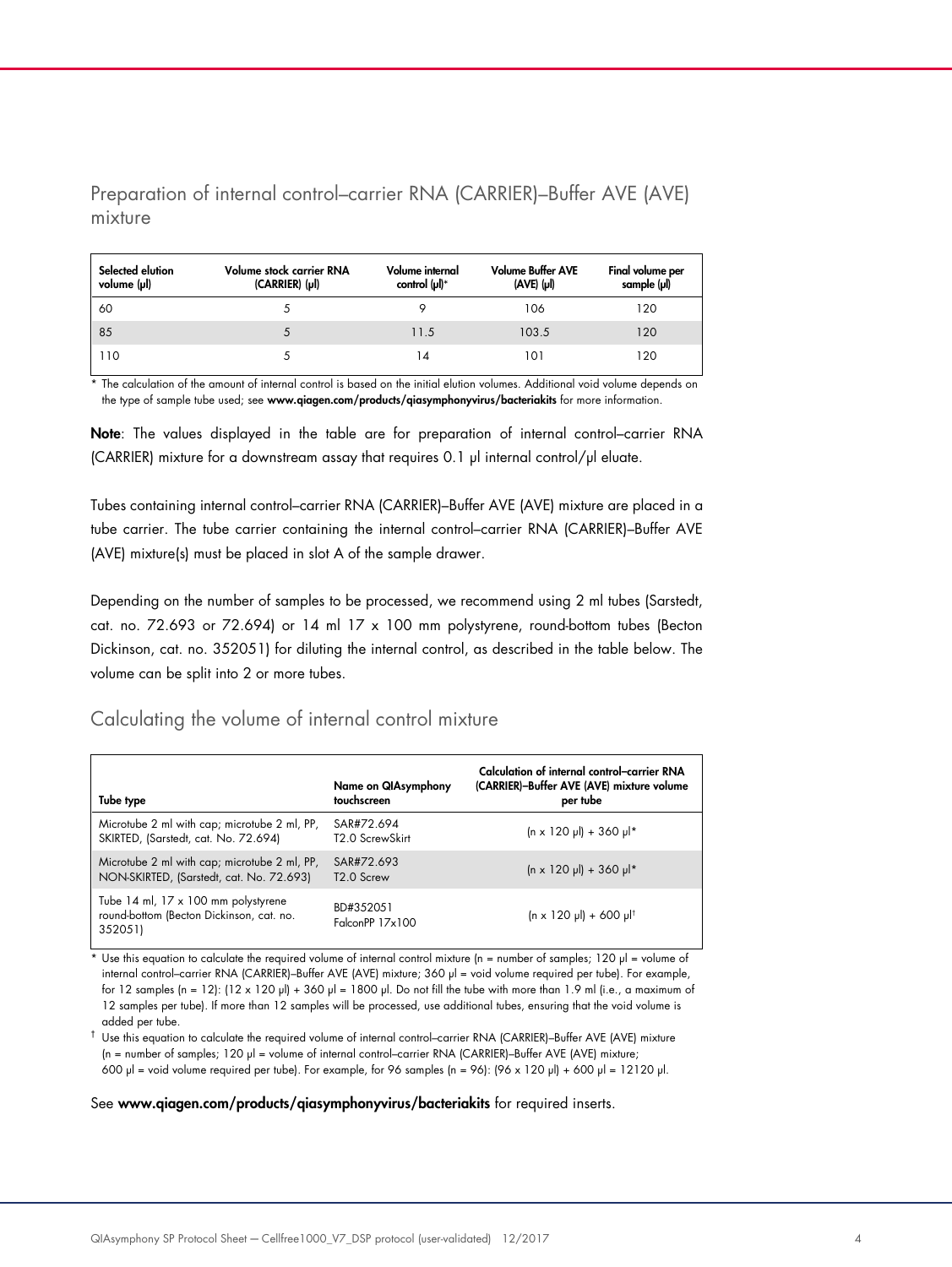## Preparation of internal control–carrier RNA (CARRIER)–Buffer AVE (AVE) mixture

| Selected elution volume (µl) | Volume stock carrier RNA (CARRIER) (µl) | Volume internal control (µl)* | Volume Buffer AVE (AVE) (µl) | Final volume per sample (µl) |
|---|---|---|---|---|
| 60 | 5 | 9 | 106 | 120 |
| 85 | 5 | 11.5 | 103.5 | 120 |
| 110 | 5 | 14 | 101 | 120 |

\* The calculation of the amount of internal control is based on the initial elution volumes. Additional void volume depends on the type of sample tube used; see **www.qiagen.com/products/qiasymphonyvirus/bacteriakits** for more information.

**Note**: The values displayed in the table are for preparation of internal control–carrier RNA (CARRIER) mixture for a downstream assay that requires 0.1 µl internal control/µl eluate.

Tubes containing internal control–carrier RNA (CARRIER)–Buffer AVE (AVE) mixture are placed in a tube carrier. The tube carrier containing the internal control–carrier RNA (CARRIER)–Buffer AVE (AVE) mixture(s) must be placed in slot A of the sample drawer.

Depending on the number of samples to be processed, we recommend using 2 ml tubes (Sarstedt, cat. no. 72.693 or 72.694) or 14 ml 17 x 100 mm polystyrene, round-bottom tubes (Becton Dickinson, cat. no. 352051) for diluting the internal control, as described in the table below. The volume can be split into 2 or more tubes.

## Calculating the volume of internal control mixture

| Tube type | Name on QIAsymphony touchscreen | Calculation of internal control–carrier RNA (CARRIER)–Buffer AVE (AVE) mixture volume per tube |
|---|---|---|
| Microtube 2 ml with cap; microtube 2 ml, PP, SKIRTED, (Sarstedt, cat. No. 72.694) | SAR#72.694 T2.0 ScrewSkirt | (n x 120 µl) + 360 µl* |
| Microtube 2 ml with cap; microtube 2 ml, PP, NON-SKIRTED, (Sarstedt, cat. No. 72.693) | SAR#72.693 T2.0 Screw | (n x 120 µl) + 360 µl* |
| Tube 14 ml, 17 x 100 mm polystyrene round-bottom (Becton Dickinson, cat. no. 352051) | BD#352051 FalconPP 17x100 | (n x 120 µl) + 600 µl† |

\* Use this equation to calculate the required volume of internal control mixture (n = number of samples; 120 µl = volume of internal control–carrier RNA (CARRIER)–Buffer AVE (AVE) mixture; 360 µl = void volume required per tube). For example, for 12 samples (n = 12): (12 x 120 µl) + 360 µl = 1800 µl. Do not fill the tube with more than 1.9 ml (i.e., a maximum of 12 samples per tube). If more than 12 samples will be processed, use additional tubes, ensuring that the void volume is added per tube.

† Use this equation to calculate the required volume of internal control–carrier RNA (CARRIER)–Buffer AVE (AVE) mixture (n = number of samples; 120 µl = volume of internal control–carrier RNA (CARRIER)–Buffer AVE (AVE) mixture; 600 µl = void volume required per tube). For example, for 96 samples (n = 96): (96 x 120 µl) + 600 µl = 12120 µl.

See **www.qiagen.com/products/qiasymphonyvirus/bacteriakits** for required inserts.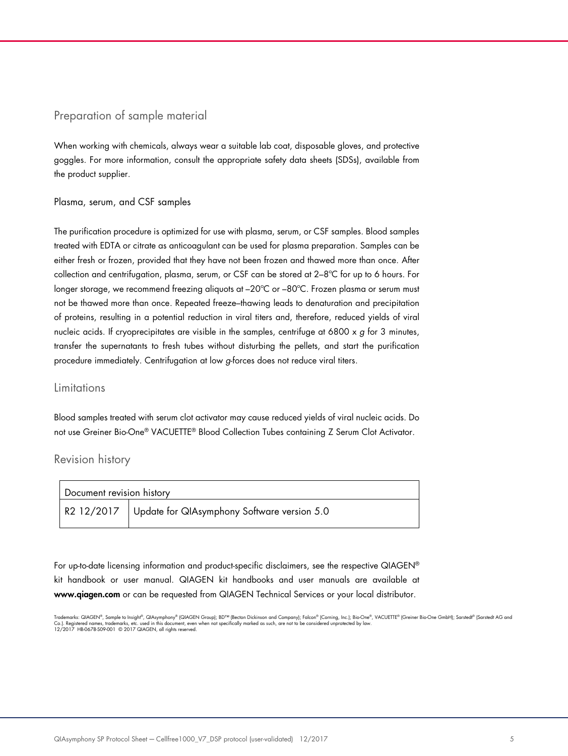## Preparation of sample material

When working with chemicals, always wear a suitable lab coat, disposable gloves, and protective goggles. For more information, consult the appropriate safety data sheets (SDSs), available from the product supplier.

### Plasma, serum, and CSF samples

The purification procedure is optimized for use with plasma, serum, or CSF samples. Blood samples treated with EDTA or citrate as anticoagulant can be used for plasma preparation. Samples can be either fresh or frozen, provided that they have not been frozen and thawed more than once. After collection and centrifugation, plasma, serum, or CSF can be stored at 2–8ºC for up to 6 hours. For longer storage, we recommend freezing aliquots at –20ºC or –80ºC. Frozen plasma or serum must not be thawed more than once. Repeated freeze–thawing leads to denaturation and precipitation of proteins, resulting in a potential reduction in viral titers and, therefore, reduced yields of viral nucleic acids. If cryoprecipitates are visible in the samples, centrifuge at 6800 x *g* for 3 minutes, transfer the supernatants to fresh tubes without disturbing the pellets, and start the purification procedure immediately. Centrifugation at low *g*-forces does not reduce viral titers.

## Limitations

Blood samples treated with serum clot activator may cause reduced yields of viral nucleic acids. Do not use Greiner Bio-One® VACUETTE® Blood Collection Tubes containing Z Serum Clot Activator.

## Revision history

| Document revision history | |
|---|---|
| R2 12/2017 | Update for QIAsymphony Software version 5.0 |

For up-to-date licensing information and product-specific disclaimers, see the respective QIAGEN® kit handbook or user manual. QIAGEN kit handbooks and user manuals are available at **www.qiagen.com** or can be requested from QIAGEN Technical Services or your local distributor.

Trademarks: QIAGEN®, Sample to Insight®, QIAsymphony® (QIAGEN Group); BD™ (Becton Dickinson and Company); Falcon® (Corning, Inc.); Bio-One®, VACUETTE® (Greiner Bio-One GmbH); Sarstedt® (Sarstedt AG and Co.). Registered names, trademarks, etc. used in this document, even when not specifically marked as such, are not to be considered unprotected by law.
12/2017 HB-0678-S09-001 © 2017 QIAGEN, all rights reserved.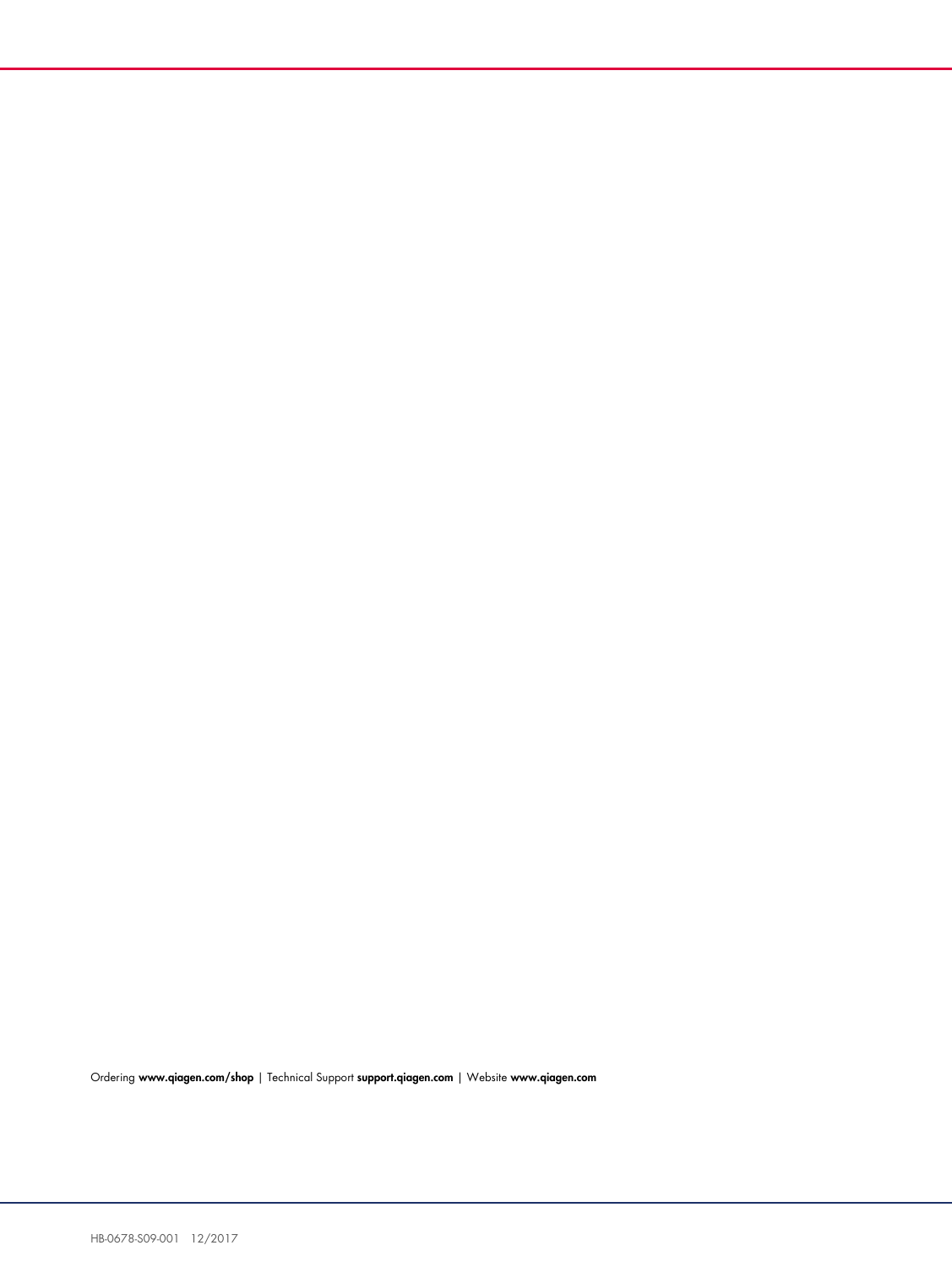Ordering **www.qiagen.com/shop** | Technical Support **support.qiagen.com** | Website **www.qiagen.com**

HB-0678-S09-001 12/2017